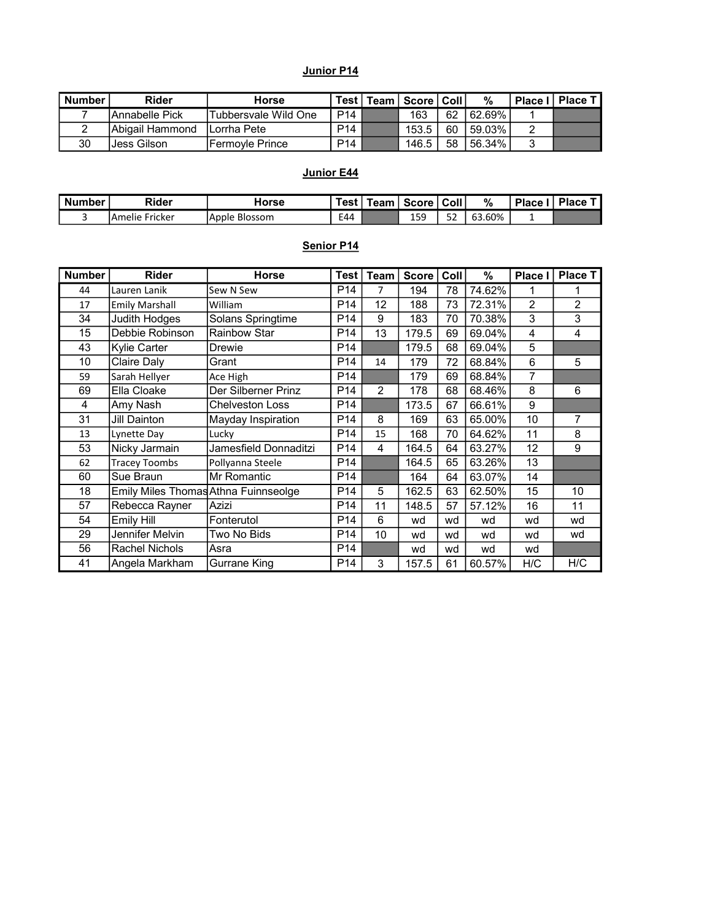## Junior P14

| Number | Rider | Horse | Test | Team | Score | Coll | % | Place I | Place T |
|---|---|---|---|---|---|---|---|---|---|
| 7 | Annabelle Pick | Tubbersvale Wild One | P14 | | 163 | 62 | 62.69% | 1 | |
| 2 | Abigail Hammond | Lorrha Pete | P14 | | 153.5 | 60 | 59.03% | 2 | |
| 30 | Jess Gilson | Fermoyle Prince | P14 | | 146.5 | 58 | 56.34% | 3 | |

## Junior E44

| Number | Rider | Horse | Test | Team | Score | Coll | % | Place I | Place T |
|---|---|---|---|---|---|---|---|---|---|
| 3 | Amelie Fricker | Apple Blossom | E44 | | 159 | 52 | 63.60% | 1 | |

## Senior P14

| Number | Rider | Horse | Test | Team | Score | Coll | % | Place I | Place T |
|---|---|---|---|---|---|---|---|---|---|
| 44 | Lauren Lanik | Sew N Sew | P14 | 7 | 194 | 78 | 74.62% | 1 | 1 |
| 17 | Emily Marshall | William | P14 | 12 | 188 | 73 | 72.31% | 2 | 2 |
| 34 | Judith Hodges | Solans Springtime | P14 | 9 | 183 | 70 | 70.38% | 3 | 3 |
| 15 | Debbie Robinson | Rainbow Star | P14 | 13 | 179.5 | 69 | 69.04% | 4 | 4 |
| 43 | Kylie Carter | Drewie | P14 | | 179.5 | 68 | 69.04% | 5 | |
| 10 | Claire Daly | Grant | P14 | 14 | 179 | 72 | 68.84% | 6 | 5 |
| 59 | Sarah Hellyer | Ace High | P14 | | 179 | 69 | 68.84% | 7 | |
| 69 | Ella Cloake | Der Silberner Prinz | P14 | 2 | 178 | 68 | 68.46% | 8 | 6 |
| 4 | Amy Nash | Chelveston Loss | P14 | | 173.5 | 67 | 66.61% | 9 | |
| 31 | Jill Dainton | Mayday Inspiration | P14 | 8 | 169 | 63 | 65.00% | 10 | 7 |
| 13 | Lynette Day | Lucky | P14 | 15 | 168 | 70 | 64.62% | 11 | 8 |
| 53 | Nicky Jarmain | Jamesfield Donnaditzi | P14 | 4 | 164.5 | 64 | 63.27% | 12 | 9 |
| 62 | Tracey Toombs | Pollyanna Steele | P14 | | 164.5 | 65 | 63.26% | 13 | |
| 60 | Sue Braun | Mr Romantic | P14 | | 164 | 64 | 63.07% | 14 | |
| 18 | Emily Miles Thomas | Athna Fuinnseolge | P14 | 5 | 162.5 | 63 | 62.50% | 15 | 10 |
| 57 | Rebecca Rayner | Azizi | P14 | 11 | 148.5 | 57 | 57.12% | 16 | 11 |
| 54 | Emily Hill | Fonterutol | P14 | 6 | wd | wd | wd | wd | wd |
| 29 | Jennifer Melvin | Two No Bids | P14 | 10 | wd | wd | wd | wd | wd |
| 56 | Rachel Nichols | Asra | P14 | | wd | wd | wd | wd | |
| 41 | Angela Markham | Gurrane King | P14 | 3 | 157.5 | 61 | 60.57% | H/C | H/C |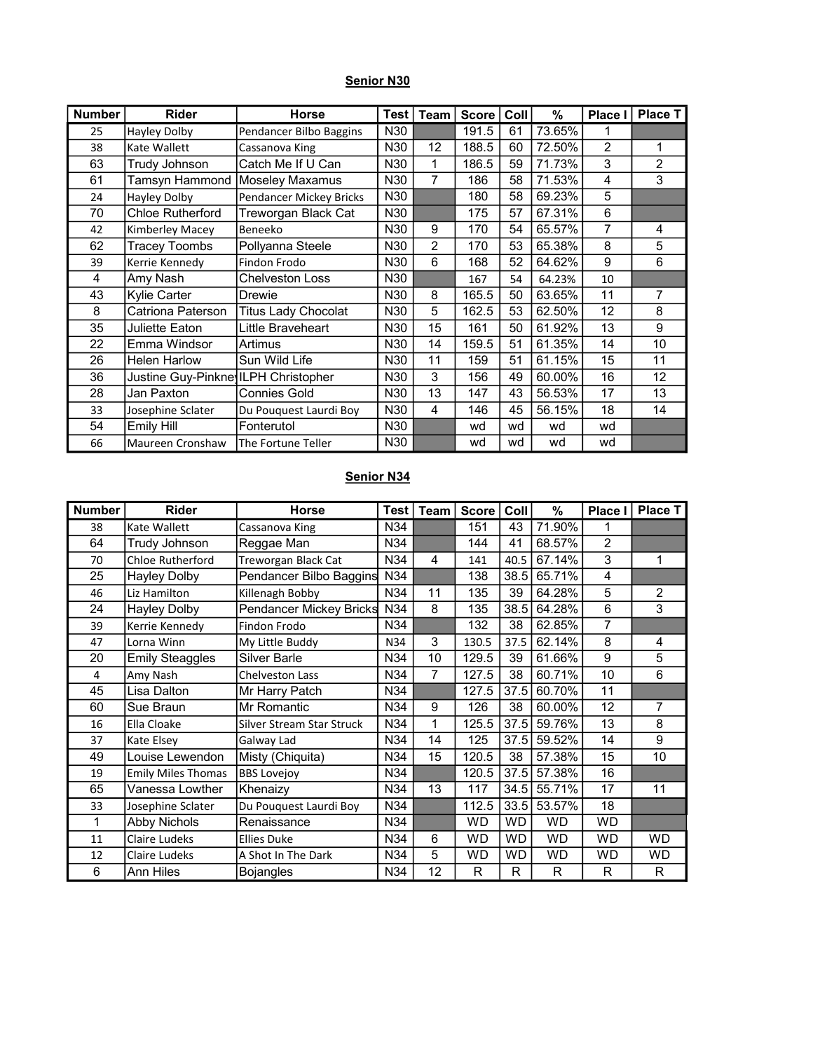## Senior N30

| Number | Rider | Horse | Test | Team | Score | Coll | % | Place I | Place T |
|---|---|---|---|---|---|---|---|---|---|
| 25 | Hayley Dolby | Pendancer Bilbo Baggins | N30 | | 191.5 | 61 | 73.65% | 1 | |
| 38 | Kate Wallett | Cassanova King | N30 | 12 | 188.5 | 60 | 72.50% | 2 | 1 |
| 63 | Trudy Johnson | Catch Me If U Can | N30 | 1 | 186.5 | 59 | 71.73% | 3 | 2 |
| 61 | Tamsyn Hammond | Moseley Maxamus | N30 | 7 | 186 | 58 | 71.53% | 4 | 3 |
| 24 | Hayley Dolby | Pendancer Mickey Bricks | N30 | | 180 | 58 | 69.23% | 5 | |
| 70 | Chloe Rutherford | Treworgan Black Cat | N30 | | 175 | 57 | 67.31% | 6 | |
| 42 | Kimberley Macey | Beneeko | N30 | 9 | 170 | 54 | 65.57% | 7 | 4 |
| 62 | Tracey Toombs | Pollyanna Steele | N30 | 2 | 170 | 53 | 65.38% | 8 | 5 |
| 39 | Kerrie Kennedy | Findon Frodo | N30 | 6 | 168 | 52 | 64.62% | 9 | 6 |
| 4 | Amy Nash | Chelveston Loss | N30 | | 167 | 54 | 64.23% | 10 | |
| 43 | Kylie Carter | Drewie | N30 | 8 | 165.5 | 50 | 63.65% | 11 | 7 |
| 8 | Catriona Paterson | Titus Lady Chocolat | N30 | 5 | 162.5 | 53 | 62.50% | 12 | 8 |
| 35 | Juliette Eaton | Little Braveheart | N30 | 15 | 161 | 50 | 61.92% | 13 | 9 |
| 22 | Emma Windsor | Artimus | N30 | 14 | 159.5 | 51 | 61.35% | 14 | 10 |
| 26 | Helen Harlow | Sun Wild Life | N30 | 11 | 159 | 51 | 61.15% | 15 | 11 |
| 36 | Justine Guy-Pinkney | ILPH Christopher | N30 | 3 | 156 | 49 | 60.00% | 16 | 12 |
| 28 | Jan Paxton | Connies Gold | N30 | 13 | 147 | 43 | 56.53% | 17 | 13 |
| 33 | Josephine Sclater | Du Pouquest Laurdi Boy | N30 | 4 | 146 | 45 | 56.15% | 18 | 14 |
| 54 | Emily Hill | Fonterutol | N30 | | wd | wd | wd | wd | |
| 66 | Maureen Cronshaw | The Fortune Teller | N30 | | wd | wd | wd | wd | |

## Senior N34

| Number | Rider | Horse | Test | Team | Score | Coll | % | Place I | Place T |
|---|---|---|---|---|---|---|---|---|---|
| 38 | Kate Wallett | Cassanova King | N34 | | 151 | 43 | 71.90% | 1 | |
| 64 | Trudy Johnson | Reggae Man | N34 | | 144 | 41 | 68.57% | 2 | |
| 70 | Chloe Rutherford | Treworgan Black Cat | N34 | 4 | 141 | 40.5 | 67.14% | 3 | 1 |
| 25 | Hayley Dolby | Pendancer Bilbo Baggins | N34 | | 138 | 38.5 | 65.71% | 4 | |
| 46 | Liz Hamilton | Killenagh Bobby | N34 | 11 | 135 | 39 | 64.28% | 5 | 2 |
| 24 | Hayley Dolby | Pendancer Mickey Bricks | N34 | 8 | 135 | 38.5 | 64.28% | 6 | 3 |
| 39 | Kerrie Kennedy | Findon Frodo | N34 | | 132 | 38 | 62.85% | 7 | |
| 47 | Lorna Winn | My Little Buddy | N34 | 3 | 130.5 | 37.5 | 62.14% | 8 | 4 |
| 20 | Emily Steaggles | Silver Barle | N34 | 10 | 129.5 | 39 | 61.66% | 9 | 5 |
| 4 | Amy Nash | Chelveston Lass | N34 | 7 | 127.5 | 38 | 60.71% | 10 | 6 |
| 45 | Lisa Dalton | Mr Harry Patch | N34 | | 127.5 | 37.5 | 60.70% | 11 | |
| 60 | Sue Braun | Mr Romantic | N34 | 9 | 126 | 38 | 60.00% | 12 | 7 |
| 16 | Ella Cloake | Silver Stream Star Struck | N34 | 1 | 125.5 | 37.5 | 59.76% | 13 | 8 |
| 37 | Kate Elsey | Galway Lad | N34 | 14 | 125 | 37.5 | 59.52% | 14 | 9 |
| 49 | Louise Lewendon | Misty (Chiquita) | N34 | 15 | 120.5 | 38 | 57.38% | 15 | 10 |
| 19 | Emily Miles Thomas | BBS Lovejoy | N34 | | 120.5 | 37.5 | 57.38% | 16 | |
| 65 | Vanessa Lowther | Khenaizy | N34 | 13 | 117 | 34.5 | 55.71% | 17 | 11 |
| 33 | Josephine Sclater | Du Pouquest Laurdi Boy | N34 | | 112.5 | 33.5 | 53.57% | 18 | |
| 1 | Abby Nichols | Renaissance | N34 | | WD | WD | WD | WD | |
| 11 | Claire Ludeks | Ellies Duke | N34 | 6 | WD | WD | WD | WD | WD |
| 12 | Claire Ludeks | A Shot In The Dark | N34 | 5 | WD | WD | WD | WD | WD |
| 6 | Ann Hiles | Bojangles | N34 | 12 | R | R | R | R | R |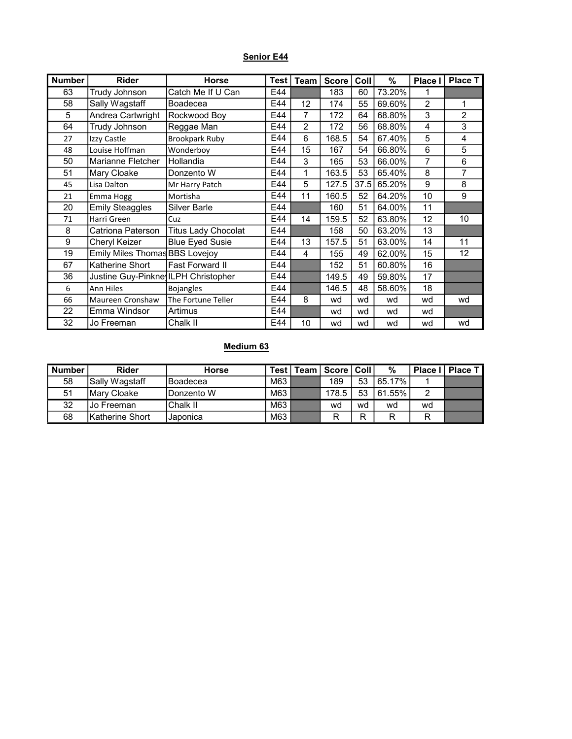## Senior E44

| Number | Rider | Horse | Test | Team | Score | Coll | % | Place I | Place T |
|---|---|---|---|---|---|---|---|---|---|
| 63 | Trudy Johnson | Catch Me If U Can | E44 | | 183 | 60 | 73.20% | 1 | |
| 58 | Sally Wagstaff | Boadecea | E44 | 12 | 174 | 55 | 69.60% | 2 | 1 |
| 5 | Andrea Cartwright | Rockwood Boy | E44 | 7 | 172 | 64 | 68.80% | 3 | 2 |
| 64 | Trudy Johnson | Reggae Man | E44 | 2 | 172 | 56 | 68.80% | 4 | 3 |
| 27 | Izzy Castle | Brookpark Ruby | E44 | 6 | 168.5 | 54 | 67.40% | 5 | 4 |
| 48 | Louise Hoffman | Wonderboy | E44 | 15 | 167 | 54 | 66.80% | 6 | 5 |
| 50 | Marianne Fletcher | Hollandia | E44 | 3 | 165 | 53 | 66.00% | 7 | 6 |
| 51 | Mary Cloake | Donzento W | E44 | 1 | 163.5 | 53 | 65.40% | 8 | 7 |
| 45 | Lisa Dalton | Mr Harry Patch | E44 | 5 | 127.5 | 37.5 | 65.20% | 9 | 8 |
| 21 | Emma Hogg | Mortisha | E44 | 11 | 160.5 | 52 | 64.20% | 10 | 9 |
| 20 | Emily Steaggles | Silver Barle | E44 | | 160 | 51 | 64.00% | 11 | |
| 71 | Harri Green | Cuz | E44 | 14 | 159.5 | 52 | 63.80% | 12 | 10 |
| 8 | Catriona Paterson | Titus Lady Chocolat | E44 | | 158 | 50 | 63.20% | 13 | |
| 9 | Cheryl Keizer | Blue Eyed Susie | E44 | 13 | 157.5 | 51 | 63.00% | 14 | 11 |
| 19 | Emily Miles Thomas | BBS Lovejoy | E44 | 4 | 155 | 49 | 62.00% | 15 | 12 |
| 67 | Katherine Short | Fast Forward II | E44 | | 152 | 51 | 60.80% | 16 | |
| 36 | Justine Guy-Pinkney | ILPH Christopher | E44 | | 149.5 | 49 | 59.80% | 17 | |
| 6 | Ann Hiles | Bojangles | E44 | | 146.5 | 48 | 58.60% | 18 | |
| 66 | Maureen Cronshaw | The Fortune Teller | E44 | 8 | wd | wd | wd | wd | wd |
| 22 | Emma Windsor | Artimus | E44 | | wd | wd | wd | wd | |
| 32 | Jo Freeman | Chalk II | E44 | 10 | wd | wd | wd | wd | wd |

## Medium 63

| Number | Rider | Horse | Test | Team | Score | Coll | % | Place I | Place T |
|---|---|---|---|---|---|---|---|---|---|
| 58 | Sally Wagstaff | Boadecea | M63 | | 189 | 53 | 65.17% | 1 | |
| 51 | Mary Cloake | Donzento W | M63 | | 178.5 | 53 | 61.55% | 2 | |
| 32 | Jo Freeman | Chalk II | M63 | | wd | wd | wd | wd | |
| 68 | Katherine Short | Japonica | M63 | | R | R | R | R | |